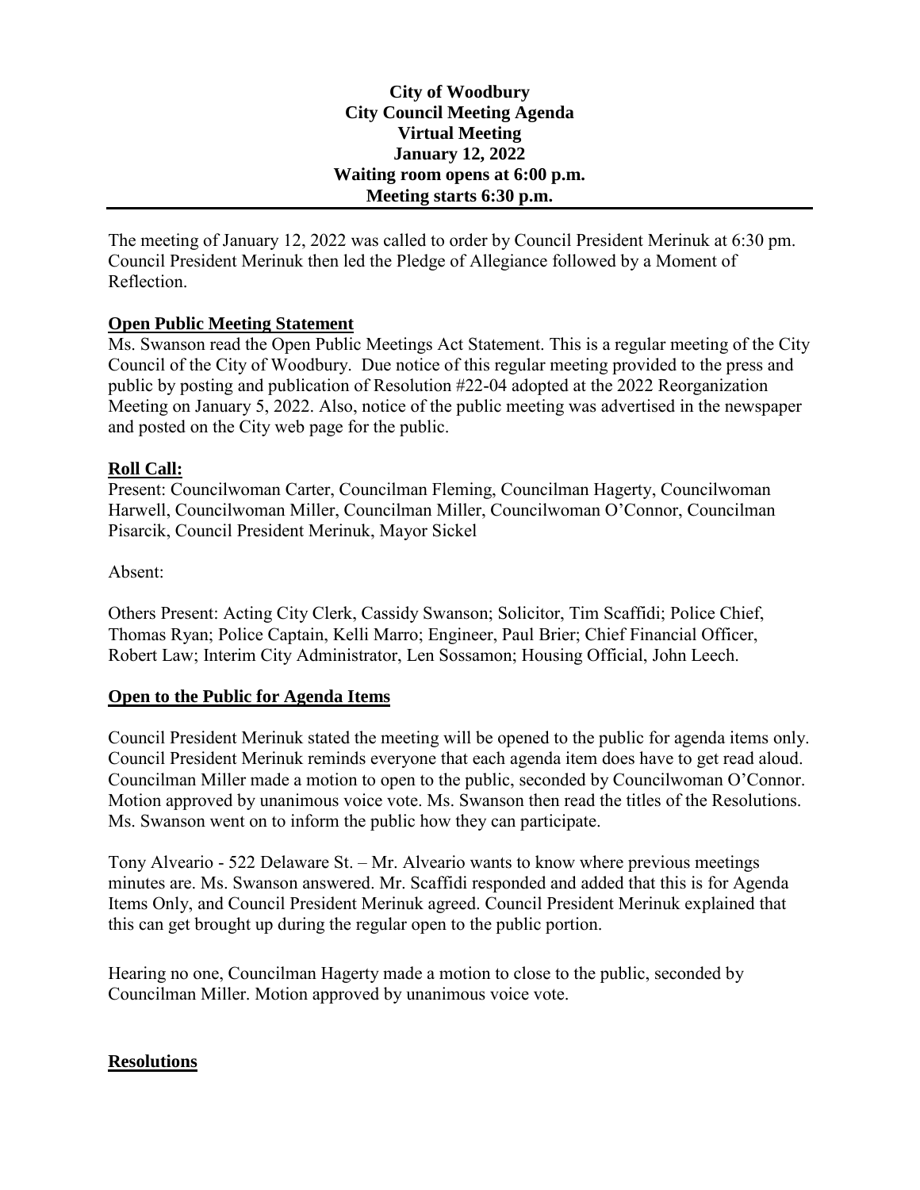**City of Woodbury**
**City Council Meeting Agenda**
**Virtual Meeting**
**January 12, 2022**
**Waiting room opens at 6:00 p.m.**
**Meeting starts 6:30 p.m.**

---

The meeting of January 12, 2022 was called to order by Council President Merinuk at 6:30 pm. Council President Merinuk then led the Pledge of Allegiance followed by a Moment of Reflection.

## **Open Public Meeting Statement**

Ms. Swanson read the Open Public Meetings Act Statement. This is a regular meeting of the City Council of the City of Woodbury. Due notice of this regular meeting provided to the press and public by posting and publication of Resolution #22-04 adopted at the 2022 Reorganization Meeting on January 5, 2022. Also, notice of the public meeting was advertised in the newspaper and posted on the City web page for the public.

## **Roll Call:**

Present: Councilwoman Carter, Councilman Fleming, Councilman Hagerty, Councilwoman Harwell, Councilwoman Miller, Councilman Miller, Councilwoman O'Connor, Councilman Pisarcik, Council President Merinuk, Mayor Sickel

Absent:

Others Present: Acting City Clerk, Cassidy Swanson; Solicitor, Tim Scaffidi; Police Chief, Thomas Ryan; Police Captain, Kelli Marro; Engineer, Paul Brier; Chief Financial Officer, Robert Law; Interim City Administrator, Len Sossamon; Housing Official, John Leech.

## **Open to the Public for Agenda Items**

Council President Merinuk stated the meeting will be opened to the public for agenda items only. Council President Merinuk reminds everyone that each agenda item does have to get read aloud. Councilman Miller made a motion to open to the public, seconded by Councilwoman O'Connor. Motion approved by unanimous voice vote. Ms. Swanson then read the titles of the Resolutions. Ms. Swanson went on to inform the public how they can participate.

Tony Alveario - 522 Delaware St. – Mr. Alveario wants to know where previous meetings minutes are. Ms. Swanson answered. Mr. Scaffidi responded and added that this is for Agenda Items Only, and Council President Merinuk agreed. Council President Merinuk explained that this can get brought up during the regular open to the public portion.

Hearing no one, Councilman Hagerty made a motion to close to the public, seconded by Councilman Miller. Motion approved by unanimous voice vote.

## **Resolutions**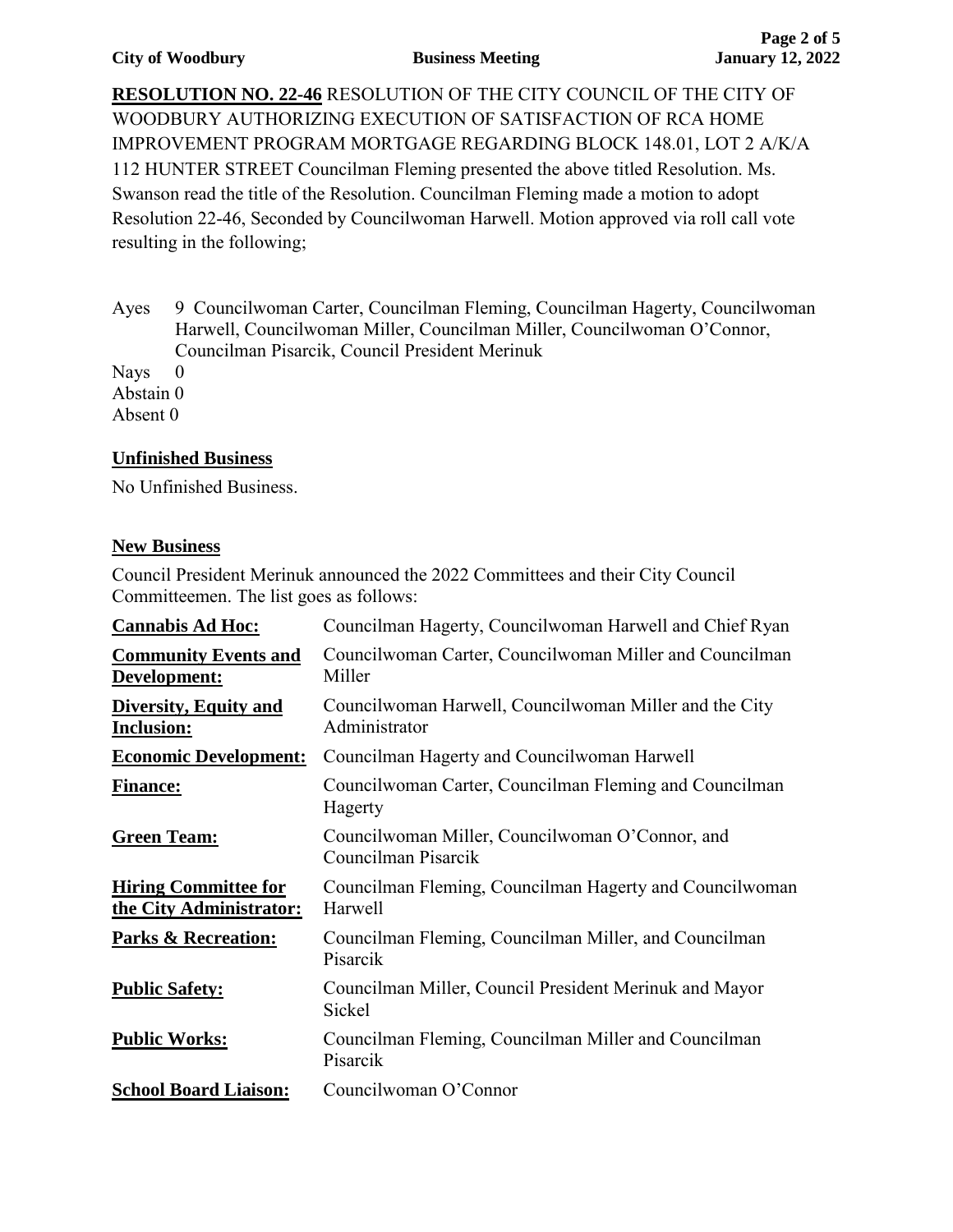**RESOLUTION NO. 22-46** RESOLUTION OF THE CITY COUNCIL OF THE CITY OF WOODBURY AUTHORIZING EXECUTION OF SATISFACTION OF RCA HOME IMPROVEMENT PROGRAM MORTGAGE REGARDING BLOCK 148.01, LOT 2 A/K/A 112 HUNTER STREET Councilman Fleming presented the above titled Resolution. Ms. Swanson read the title of the Resolution. Councilman Fleming made a motion to adopt Resolution 22-46, Seconded by Councilwoman Harwell. Motion approved via roll call vote resulting in the following;

Ayes 9 Councilwoman Carter, Councilman Fleming, Councilman Hagerty, Councilwoman Harwell, Councilwoman Miller, Councilman Miller, Councilwoman O'Connor, Councilman Pisarcik, Council President Merinuk
Nays 0
Abstain 0
Absent 0

## Unfinished Business

No Unfinished Business.

## New Business

Council President Merinuk announced the 2022 Committees and their City Council Committeemen. The list goes as follows:

| | |
|---|---|
| **Cannabis Ad Hoc:** | Councilman Hagerty, Councilwoman Harwell and Chief Ryan |
| **Community Events and Development:** | Councilwoman Carter, Councilwoman Miller and Councilman Miller |
| **Diversity, Equity and Inclusion:** | Councilwoman Harwell, Councilwoman Miller and the City Administrator |
| **Economic Development:** | Councilman Hagerty and Councilwoman Harwell |
| **Finance:** | Councilwoman Carter, Councilman Fleming and Councilman Hagerty |
| **Green Team:** | Councilwoman Miller, Councilwoman O'Connor, and Councilman Pisarcik |
| **Hiring Committee for the City Administrator:** | Councilman Fleming, Councilman Hagerty and Councilwoman Harwell |
| **Parks & Recreation:** | Councilman Fleming, Councilman Miller, and Councilman Pisarcik |
| **Public Safety:** | Councilman Miller, Council President Merinuk and Mayor Sickel |
| **Public Works:** | Councilman Fleming, Councilman Miller and Councilman Pisarcik |
| **School Board Liaison:** | Councilwoman O'Connor |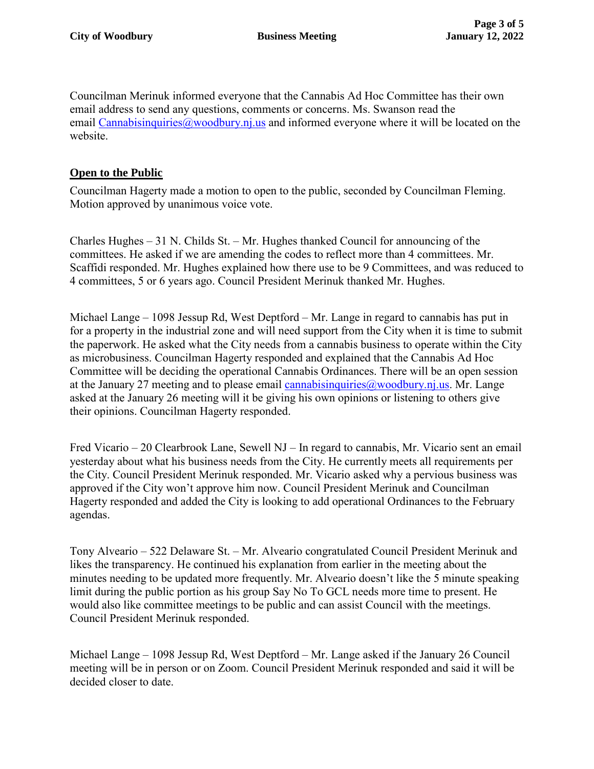Councilman Merinuk informed everyone that the Cannabis Ad Hoc Committee has their own email address to send any questions, comments or concerns. Ms. Swanson read the email Cannabisinquiries@woodbury.nj.us and informed everyone where it will be located on the website.

## Open to the Public

Councilman Hagerty made a motion to open to the public, seconded by Councilman Fleming. Motion approved by unanimous voice vote.

Charles Hughes – 31 N. Childs St. – Mr. Hughes thanked Council for announcing of the committees. He asked if we are amending the codes to reflect more than 4 committees. Mr. Scaffidi responded. Mr. Hughes explained how there use to be 9 Committees, and was reduced to 4 committees, 5 or 6 years ago. Council President Merinuk thanked Mr. Hughes.

Michael Lange – 1098 Jessup Rd, West Deptford – Mr. Lange in regard to cannabis has put in for a property in the industrial zone and will need support from the City when it is time to submit the paperwork. He asked what the City needs from a cannabis business to operate within the City as microbusiness. Councilman Hagerty responded and explained that the Cannabis Ad Hoc Committee will be deciding the operational Cannabis Ordinances. There will be an open session at the January 27 meeting and to please email cannabisinquiries@woodbury.nj.us. Mr. Lange asked at the January 26 meeting will it be giving his own opinions or listening to others give their opinions. Councilman Hagerty responded.

Fred Vicario – 20 Clearbrook Lane, Sewell NJ – In regard to cannabis, Mr. Vicario sent an email yesterday about what his business needs from the City. He currently meets all requirements per the City. Council President Merinuk responded. Mr. Vicario asked why a pervious business was approved if the City won't approve him now. Council President Merinuk and Councilman Hagerty responded and added the City is looking to add operational Ordinances to the February agendas.

Tony Alveario – 522 Delaware St. – Mr. Alveario congratulated Council President Merinuk and likes the transparency. He continued his explanation from earlier in the meeting about the minutes needing to be updated more frequently. Mr. Alveario doesn't like the 5 minute speaking limit during the public portion as his group Say No To GCL needs more time to present. He would also like committee meetings to be public and can assist Council with the meetings. Council President Merinuk responded.

Michael Lange – 1098 Jessup Rd, West Deptford – Mr. Lange asked if the January 26 Council meeting will be in person or on Zoom. Council President Merinuk responded and said it will be decided closer to date.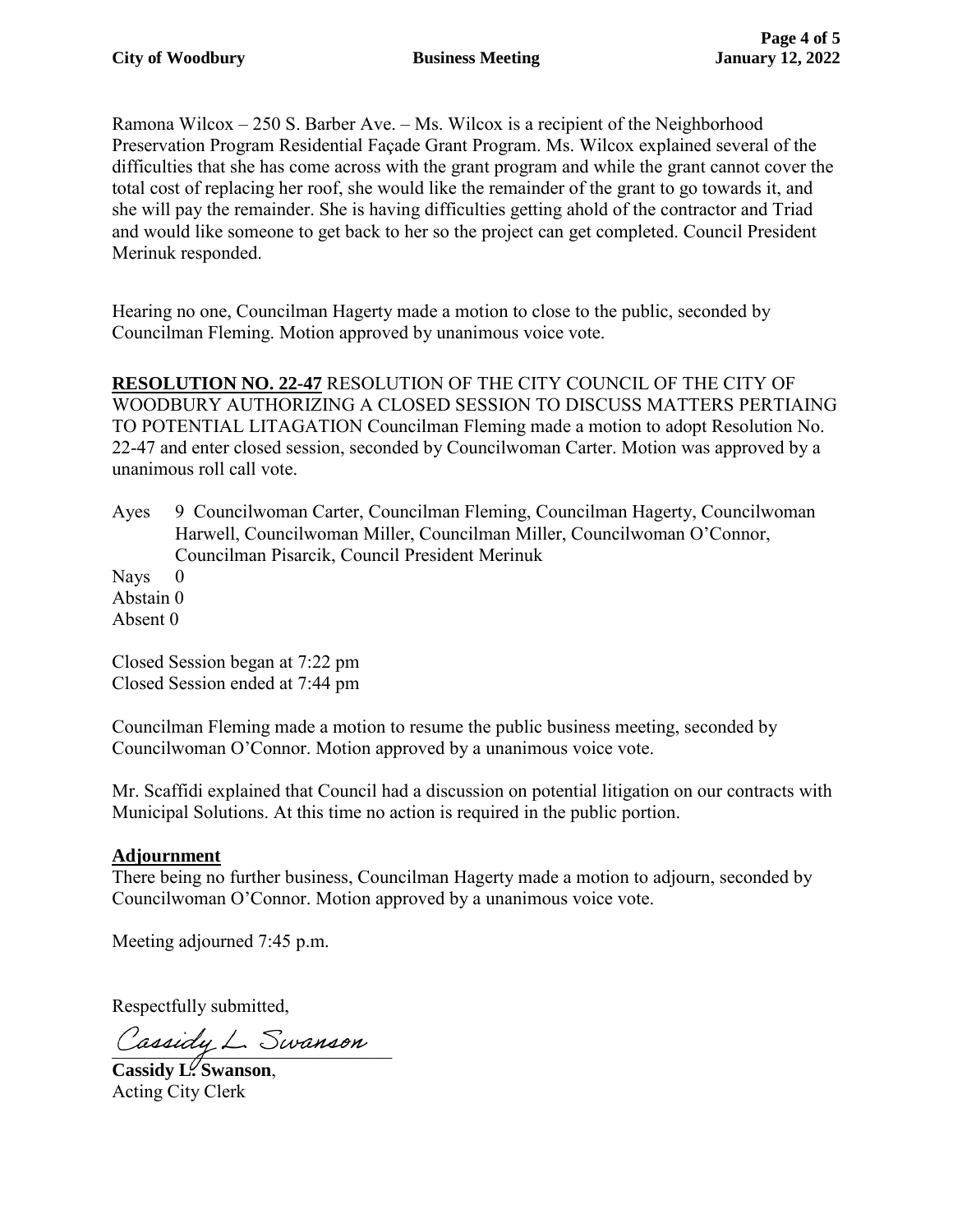Ramona Wilcox – 250 S. Barber Ave. – Ms. Wilcox is a recipient of the Neighborhood Preservation Program Residential Façade Grant Program. Ms. Wilcox explained several of the difficulties that she has come across with the grant program and while the grant cannot cover the total cost of replacing her roof, she would like the remainder of the grant to go towards it, and she will pay the remainder. She is having difficulties getting ahold of the contractor and Triad and would like someone to get back to her so the project can get completed. Council President Merinuk responded.

Hearing no one, Councilman Hagerty made a motion to close to the public, seconded by Councilman Fleming. Motion approved by unanimous voice vote.

**RESOLUTION NO. 22-47** RESOLUTION OF THE CITY COUNCIL OF THE CITY OF WOODBURY AUTHORIZING A CLOSED SESSION TO DISCUSS MATTERS PERTIAING TO POTENTIAL LITAGATION Councilman Fleming made a motion to adopt Resolution No. 22-47 and enter closed session, seconded by Councilwoman Carter. Motion was approved by a unanimous roll call vote.

Ayes 9 Councilwoman Carter, Councilman Fleming, Councilman Hagerty, Councilwoman Harwell, Councilwoman Miller, Councilman Miller, Councilwoman O'Connor, Councilman Pisarcik, Council President Merinuk
Nays 0
Abstain 0
Absent 0

Closed Session began at 7:22 pm
Closed Session ended at 7:44 pm

Councilman Fleming made a motion to resume the public business meeting, seconded by Councilwoman O'Connor. Motion approved by a unanimous voice vote.

Mr. Scaffidi explained that Council had a discussion on potential litigation on our contracts with Municipal Solutions. At this time no action is required in the public portion.

## Adjournment

There being no further business, Councilman Hagerty made a motion to adjourn, seconded by Councilwoman O'Connor. Motion approved by a unanimous voice vote.

Meeting adjourned 7:45 p.m.

Respectfully submitted,

Cassidy L. Swanson

**Cassidy L. Swanson**,
Acting City Clerk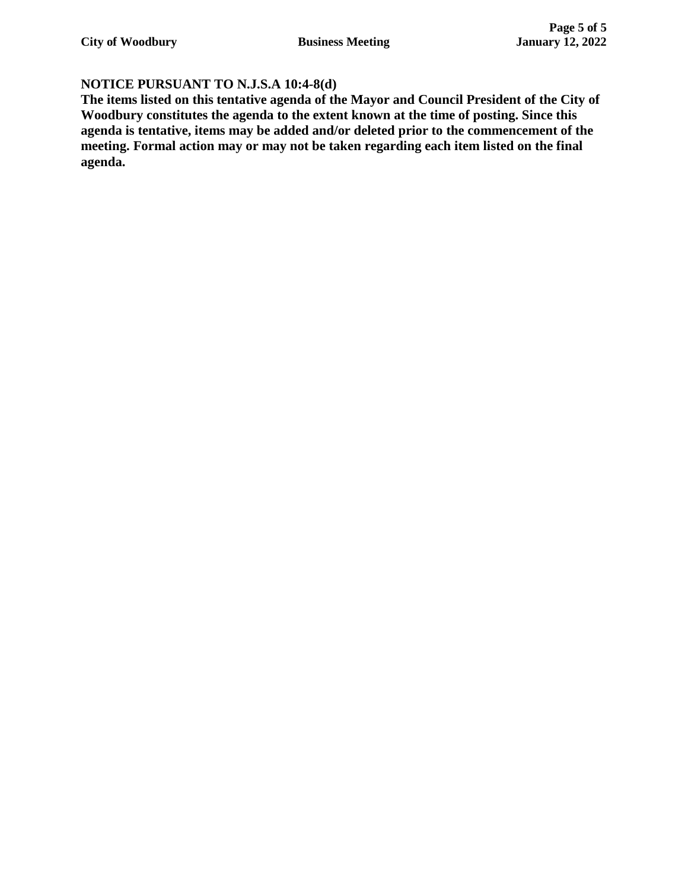**NOTICE PURSUANT TO N.J.S.A 10:4-8(d)**

**The items listed on this tentative agenda of the Mayor and Council President of the City of Woodbury constitutes the agenda to the extent known at the time of posting. Since this agenda is tentative, items may be added and/or deleted prior to the commencement of the meeting. Formal action may or may not be taken regarding each item listed on the final agenda.**